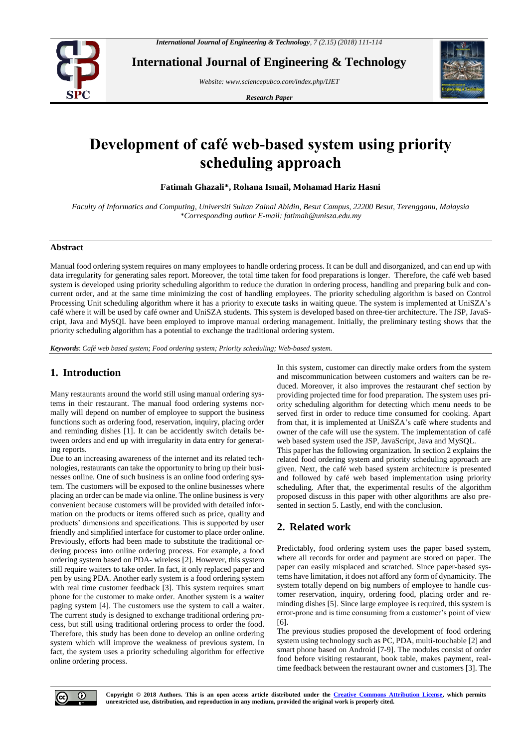# Development of café web-based system using priority scheduling approach

**Fatimah Ghazali\*, Rohana Ismail, Mohamad Hariz Hasni**

*Faculty of Informatics and Computing, Universiti Sultan Zainal Abidin, Besut Campus, 22200 Besut, Terengganu, Malaysia*
*\*Corresponding author E-mail: fatimah@unisza.edu.my*

## Abstract

Manual food ordering system requires on many employees to handle ordering process. It can be dull and disorganized, and can end up with data irregularity for generating sales report. Moreover, the total time taken for food preparations is longer. Therefore, the café web based system is developed using priority scheduling algorithm to reduce the duration in ordering process, handling and preparing bulk and concurrent order, and at the same time minimizing the cost of handling employees. The priority scheduling algorithm is based on Control Processing Unit scheduling algorithm where it has a priority to execute tasks in waiting queue. The system is implemented at UniSZA's café where it will be used by café owner and UniSZA students. This system is developed based on three-tier architecture. The JSP, JavaScript, Java and MySQL have been employed to improve manual ordering management. Initially, the preliminary testing shows that the priority scheduling algorithm has a potential to exchange the traditional ordering system.

***Keywords***: *Café web based system; Food ordering system; Priority scheduling; Web-based system.*

## 1. Introduction

Many restaurants around the world still using manual ordering systems in their restaurant. The manual food ordering systems normally will depend on number of employee to support the business functions such as ordering food, reservation, inquiry, placing order and reminding dishes [1]. It can be accidently switch details between orders and end up with irregularity in data entry for generating reports.

Due to an increasing awareness of the internet and its related technologies, restaurants can take the opportunity to bring up their businesses online. One of such business is an online food ordering system. The customers will be exposed to the online businesses where placing an order can be made via online. The online business is very convenient because customers will be provided with detailed information on the products or items offered such as price, quality and products' dimensions and specifications. This is supported by user friendly and simplified interface for customer to place order online. Previously, efforts had been made to substitute the traditional ordering process into online ordering process. For example, a food ordering system based on PDA- wireless [2]. However, this system still require waiters to take order. In fact, it only replaced paper and pen by using PDA. Another early system is a food ordering system with real time customer feedback [3]. This system requires smart phone for the customer to make order. Another system is a waiter paging system [4]. The customers use the system to call a waiter. The current study is designed to exchange traditional ordering process, but still using traditional ordering process to order the food. Therefore, this study has been done to develop an online ordering system which will improve the weakness of previous system. In fact, the system uses a priority scheduling algorithm for effective online ordering process.

In this system, customer can directly make orders from the system and miscommunication between customers and waiters can be reduced. Moreover, it also improves the restaurant chef section by providing projected time for food preparation. The system uses priority scheduling algorithm for detecting which menu needs to be served first in order to reduce time consumed for cooking. Apart from that, it is implemented at UniSZA's café where students and owner of the cafe will use the system. The implementation of café web based system used the JSP, JavaScript, Java and MySQL.

This paper has the following organization. In section 2 explains the related food ordering system and priority scheduling approach are given. Next, the café web based system architecture is presented and followed by café web based implementation using priority scheduling. After that, the experimental results of the algorithm proposed discuss in this paper with other algorithms are also presented in section 5. Lastly, end with the conclusion.

## 2. Related work

Predictably, food ordering system uses the paper based system, where all records for order and payment are stored on paper. The paper can easily misplaced and scratched. Since paper-based systems have limitation, it does not afford any form of dynamicity. The system totally depend on big numbers of employee to handle customer reservation, inquiry, ordering food, placing order and reminding dishes [5]. Since large employee is required, this system is error-prone and is time consuming from a customer's point of view [6].

The previous studies proposed the development of food ordering system using technology such as PC, PDA, multi-touchable [2] and smart phone based on Android [7-9]. The modules consist of order food before visiting restaurant, book table, makes payment, real-time feedback between the restaurant owner and customers [3]. The

**Copyright © 2018 Authors. This is an open access article distributed under the Creative Commons Attribution License, which permits unrestricted use, distribution, and reproduction in any medium, provided the original work is properly cited.**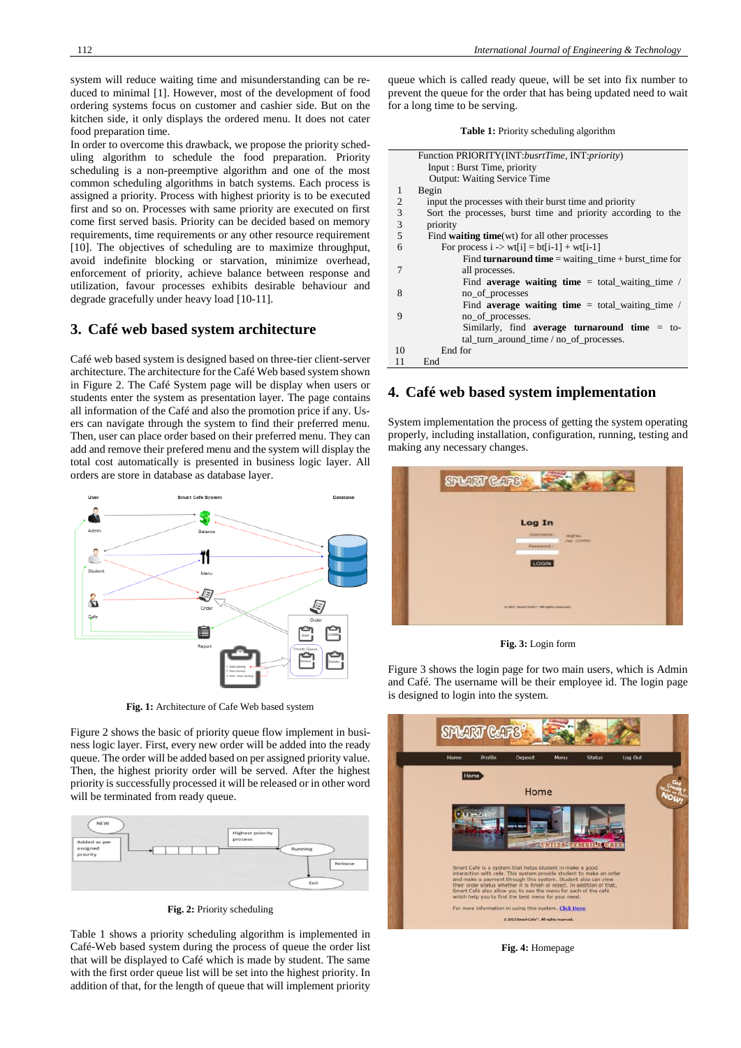system will reduce waiting time and misunderstanding can be reduced to minimal [1]. However, most of the development of food ordering systems focus on customer and cashier side. But on the kitchen side, it only displays the ordered menu. It does not cater food preparation time.

In order to overcome this drawback, we propose the priority scheduling algorithm to schedule the food preparation. Priority scheduling is a non-preemptive algorithm and one of the most common scheduling algorithms in batch systems. Each process is assigned a priority. Process with highest priority is to be executed first and so on. Processes with same priority are executed on first come first served basis. Priority can be decided based on memory requirements, time requirements or any other resource requirement [10]. The objectives of scheduling are to maximize throughput, avoid indefinite blocking or starvation, minimize overhead, enforcement of priority, achieve balance between response and utilization, favour processes exhibits desirable behaviour and degrade gracefully under heavy load [10-11].

## 3. Café web based system architecture

Café web based system is designed based on three-tier client-server architecture. The architecture for the Café Web based system shown in Figure 2. The Café System page will be display when users or students enter the system as presentation layer. The page contains all information of the Café and also the promotion price if any. Users can navigate through the system to find their preferred menu. Then, user can place order based on their preferred menu. They can add and remove their prefered menu and the system will display the total cost automatically is presented in business logic layer. All orders are store in database as database layer.

**Fig. 1:** Architecture of Cafe Web based system

Figure 2 shows the basic of priority queue flow implement in business logic layer. First, every new order will be added into the ready queue. The order will be added based on per assigned priority value. Then, the highest priority order will be served. After the highest priority is successfully processed it will be released or in other word will be terminated from ready queue.

**Fig. 2:** Priority scheduling

Table 1 shows a priority scheduling algorithm is implemented in Café-Web based system during the process of queue the order list that will be displayed to Café which is made by student. The same with the first order queue list will be set into the highest priority. In addition of that, for the length of queue that will implement priority queue which is called ready queue, will be set into fix number to prevent the queue for the order that has being updated need to wait for a long time to be serving.

**Table 1:** Priority scheduling algorithm

| | |
|---|---|
| | Function PRIORITY(INT:*busrtTime*, INT:*priority*) <br> Input : Burst Time, priority <br> Output: Waiting Service Time |
| 1 | Begin |
| 2 | input the processes with their burst time and priority |
| 3 | Sort the processes, burst time and priority according to the |
| 3 | priority |
| 5 | Find **waiting time**(wt) for all other processes |
| 6 | For process i -> wt[i] = bt[i-1] + wt[i-1] |
| 7 | Find **turnaround time** = waiting_time + burst_time for all processes. |
| 8 | Find **average waiting time** = total_waiting_time / no_of_processes |
| 9 | Find **average waiting time** = total_waiting_time / no_of_processes. <br> Similarly, find **average turnaround time** = total_turn_around_time / no_of_processes. |
| 10 | End for |
| 11 | End |

## 4. Café web based system implementation

System implementation the process of getting the system operating properly, including installation, configuration, running, testing and making any necessary changes.

**Fig. 3:** Login form

Figure 3 shows the login page for two main users, which is Admin and Café. The username will be their employee id. The login page is designed to login into the system.

**Fig. 4:** Homepage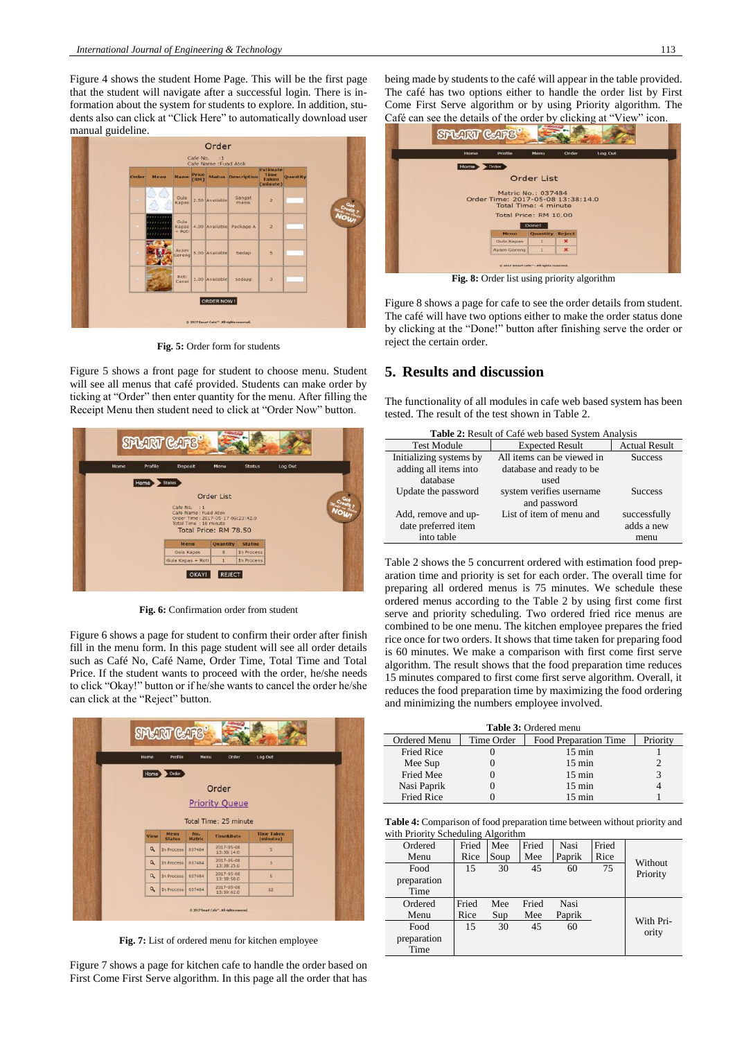Figure 4 shows the student Home Page. This will be the first page that the student will navigate after a successful login. There is information about the system for students to explore. In addition, students also can click at "Click Here" to automatically download user manual guideline.

**Fig. 5:** Order form for students

Figure 5 shows a front page for student to choose menu. Student will see all menus that café provided. Students can make order by ticking at "Order" then enter quantity for the menu. After filling the Receipt Menu then student need to click at "Order Now" button.

**Fig. 6:** Confirmation order from student

Figure 6 shows a page for student to confirm their order after finish fill in the menu form. In this page student will see all order details such as Café No, Café Name, Order Time, Total Time and Total Price. If the student wants to proceed with the order, he/she needs to click "Okay!" button or if he/she wants to cancel the order he/she can click at the "Reject" button.

**Fig. 7:** List of ordered menu for kitchen employee

Figure 7 shows a page for kitchen cafe to handle the order based on First Come First Serve algorithm. In this page all the order that has being made by students to the café will appear in the table provided. The café has two options either to handle the order list by First Come First Serve algorithm or by using Priority algorithm. The Café can see the details of the order by clicking at "View" icon.

**Fig. 8:** Order list using priority algorithm

Figure 8 shows a page for cafe to see the order details from student. The café will have two options either to make the order status done by clicking at the "Done!" button after finishing serve the order or reject the certain order.

## 5. Results and discussion

The functionality of all modules in cafe web based system has been tested. The result of the test shown in Table 2.

**Table 2:** Result of Café web based System Analysis

| Test Module | Expected Result | Actual Result |
|---|---|---|
| Initializing systems by adding all items into database | All items can be viewed in database and ready to be used | Success |
| Update the password | system verifies username and password | Success |
| Add, remove and update preferred item into table | List of item of menu and | successfully adds a new menu |

Table 2 shows the 5 concurrent ordered with estimation food preparation time and priority is set for each order. The overall time for preparing all ordered menus is 75 minutes. We schedule these ordered menus according to the Table 2 by using first come first serve and priority scheduling. Two ordered fried rice menus are combined to be one menu. The kitchen employee prepares the fried rice once for two orders. It shows that time taken for preparing food is 60 minutes. We make a comparison with first come first serve algorithm. The result shows that the food preparation time reduces 15 minutes compared to first come first serve algorithm. Overall, it reduces the food preparation time by maximizing the food ordering and minimizing the numbers employee involved.

**Table 3:** Ordered menu

| Ordered Menu | Time Order | Food Preparation Time | Priority |
|---|---|---|---|
| Fried Rice | 0 | 15 min | 1 |
| Mee Sup | 0 | 15 min | 2 |
| Fried Mee | 0 | 15 min | 3 |
| Nasi Paprik | 0 | 15 min | 4 |
| Fried Rice | 0 | 15 min | 1 |

**Table 4:** Comparison of food preparation time between without priority and with Priority Scheduling Algorithm

| | | | | | | |
|---|---|---|---|---|---|---|
| Ordered Menu | Fried Rice | Mee Soup | Fried Mee | Nasi Paprik | Fried Rice | Without Priority |
| Food preparation Time | 15 | 30 | 45 | 60 | 75 | |
| Ordered Menu | Fried Rice | Mee Sup | Fried Mee | Nasi Paprik | | With Priority |
| Food preparation Time | 15 | 30 | 45 | 60 | | |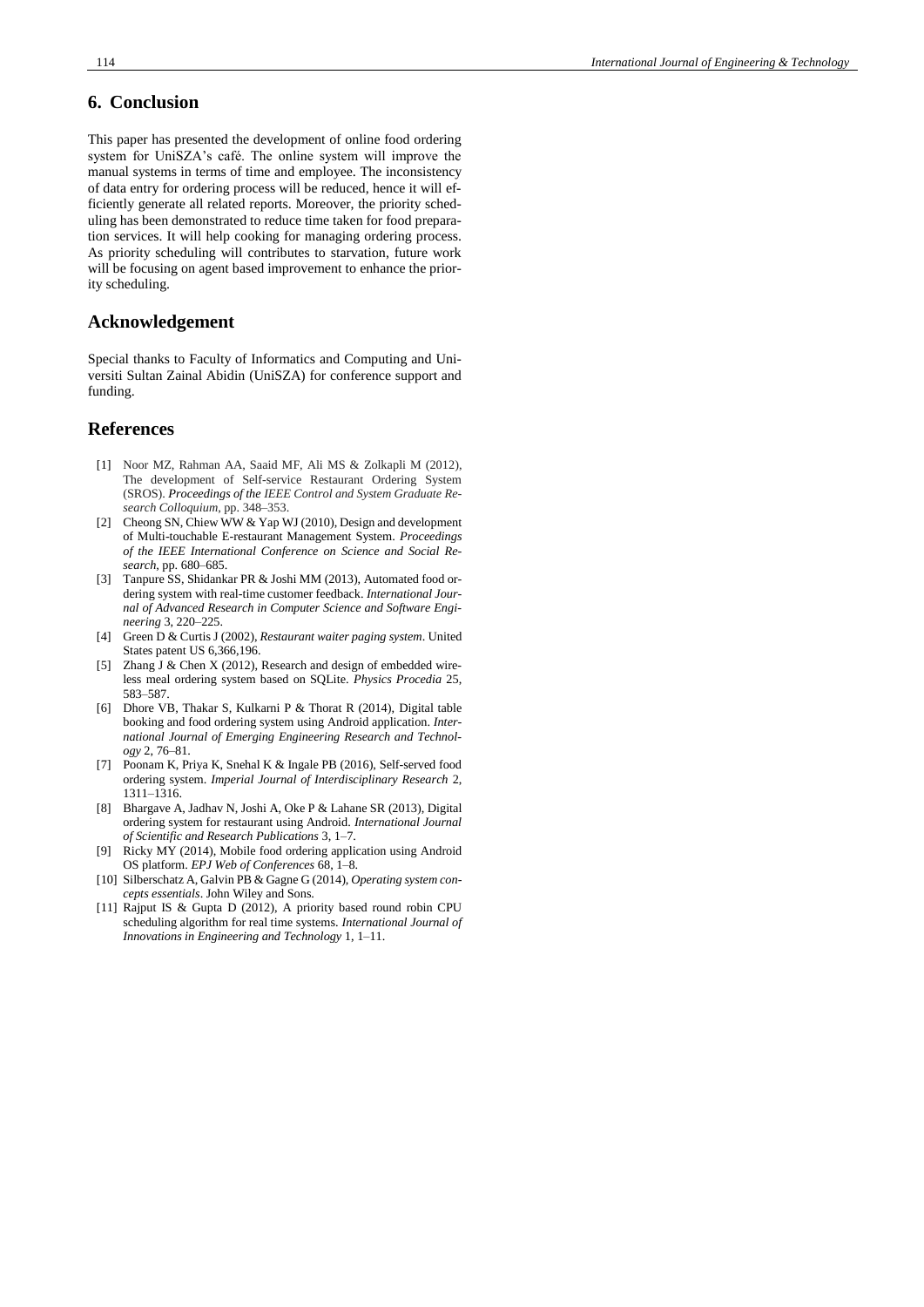## 6. Conclusion

This paper has presented the development of online food ordering system for UniSZA's café. The online system will improve the manual systems in terms of time and employee. The inconsistency of data entry for ordering process will be reduced, hence it will efficiently generate all related reports. Moreover, the priority scheduling has been demonstrated to reduce time taken for food preparation services. It will help cooking for managing ordering process. As priority scheduling will contributes to starvation, future work will be focusing on agent based improvement to enhance the priority scheduling.

## Acknowledgement

Special thanks to Faculty of Informatics and Computing and Universiti Sultan Zainal Abidin (UniSZA) for conference support and funding.

## References

[1] Noor MZ, Rahman AA, Saaid MF, Ali MS & Zolkapli M (2012), The development of Self-service Restaurant Ordering System (SROS). *Proceedings of the IEEE Control and System Graduate Research Colloquium*, pp. 348–353.

[2] Cheong SN, Chiew WW & Yap WJ (2010), Design and development of Multi-touchable E-restaurant Management System. *Proceedings of the IEEE International Conference on Science and Social Research*, pp. 680–685.

[3] Tanpure SS, Shidankar PR & Joshi MM (2013), Automated food ordering system with real-time customer feedback. *International Journal of Advanced Research in Computer Science and Software Engineering* 3, 220–225.

[4] Green D & Curtis J (2002), *Restaurant waiter paging system*. United States patent US 6,366,196.

[5] Zhang J & Chen X (2012), Research and design of embedded wireless meal ordering system based on SQLite. *Physics Procedia* 25, 583–587.

[6] Dhore VB, Thakar S, Kulkarni P & Thorat R (2014), Digital table booking and food ordering system using Android application. *International Journal of Emerging Engineering Research and Technology* 2, 76–81.

[7] Poonam K, Priya K, Snehal K & Ingale PB (2016), Self-served food ordering system. *Imperial Journal of Interdisciplinary Research* 2, 1311–1316.

[8] Bhargave A, Jadhav N, Joshi A, Oke P & Lahane SR (2013), Digital ordering system for restaurant using Android. *International Journal of Scientific and Research Publications* 3, 1–7.

[9] Ricky MY (2014), Mobile food ordering application using Android OS platform. *EPJ Web of Conferences* 68, 1–8.

[10] Silberschatz A, Galvin PB & Gagne G (2014), *Operating system concepts essentials*. John Wiley and Sons.

[11] Rajput IS & Gupta D (2012), A priority based round robin CPU scheduling algorithm for real time systems. *International Journal of Innovations in Engineering and Technology* 1, 1–11.